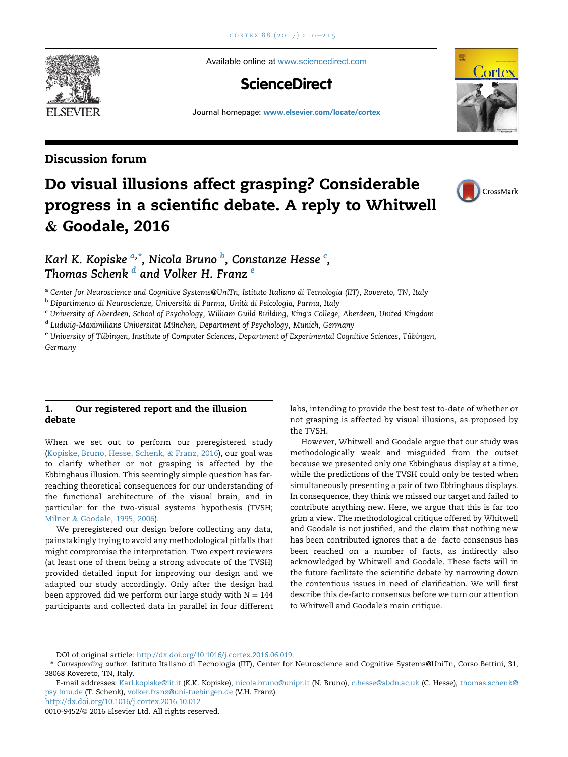Available online at www.sciencedirect.com

ScienceDirect

Journal homepage: www.elsevier.com/locate/cortex

Discussion forum

# Do visual illusions affect grasping? Considerable progress in a scientific debate. A reply to Whitwell & Goodale, 2016

*Karl K. Kopiske* [a,*], *Nicola Bruno* [b], *Constanze Hesse* [c], *Thomas Schenk* [d] and *Volker H. Franz* [e]

[a] *Center for Neuroscience and Cognitive Systems@UniTn, Istituto Italiano di Tecnologia (IIT), Rovereto, TN, Italy*

[b] *Dipartimento di Neuroscienze, Università di Parma, Unità di Psicologia, Parma, Italy*

[c] *University of Aberdeen, School of Psychology, William Guild Building, King's College, Aberdeen, United Kingdom*

[d] *Ludwig-Maximilians Universität München, Department of Psychology, Munich, Germany*

[e] *University of Tübingen, Institute of Computer Sciences, Department of Experimental Cognitive Sciences, Tübingen, Germany*

## 1. Our registered report and the illusion debate

When we set out to perform our preregistered study (Kopiske, Bruno, Hesse, Schenk, & Franz, 2016), our goal was to clarify whether or not grasping is affected by the Ebbinghaus illusion. This seemingly simple question has far-reaching theoretical consequences for our understanding of the functional architecture of the visual brain, and in particular for the two-visual systems hypothesis (TVSH; Milner & Goodale, 1995, 2006).

We preregistered our design before collecting any data, painstakingly trying to avoid any methodological pitfalls that might compromise the interpretation. Two expert reviewers (at least one of them being a strong advocate of the TVSH) provided detailed input for improving our design and we adapted our study accordingly. Only after the design had been approved did we perform our large study with $N = 144$ participants and collected data in parallel in four different labs, intending to provide the best test to-date of whether or not grasping is affected by visual illusions, as proposed by the TVSH.

However, Whitwell and Goodale argue that our study was methodologically weak and misguided from the outset because we presented only one Ebbinghaus display at a time, while the predictions of the TVSH could only be tested when simultaneously presenting a pair of two Ebbinghaus displays. In consequence, they think we missed our target and failed to contribute anything new. Here, we argue that this is far too grim a view. The methodological critique offered by Whitwell and Goodale is not justified, and the claim that nothing new has been contributed ignores that a de–facto consensus has been reached on a number of facts, as indirectly also acknowledged by Whitwell and Goodale. These facts will in the future facilitate the scientific debate by narrowing down the contentious issues in need of clarification. We will first describe this de-facto consensus before we turn our attention to Whitwell and Goodale's main critique.

DOI of original article: http://dx.doi.org/10.1016/j.cortex.2016.06.019.

\* *Corresponding author.* Istituto Italiano di Tecnologia (IIT), Center for Neuroscience and Cognitive Systems@UniTn, Corso Bettini, 31, 38068 Rovereto, TN, Italy.

E-mail addresses: Karl.kopiske@iit.it (K.K. Kopiske), nicola.bruno@unipr.it (N. Bruno), c.hesse@abdn.ac.uk (C. Hesse), thomas.schenk@psy.lmu.de (T. Schenk), volker.franz@uni-tuebingen.de (V.H. Franz).

http://dx.doi.org/10.1016/j.cortex.2016.10.012

0010-9452/© 2016 Elsevier Ltd. All rights reserved.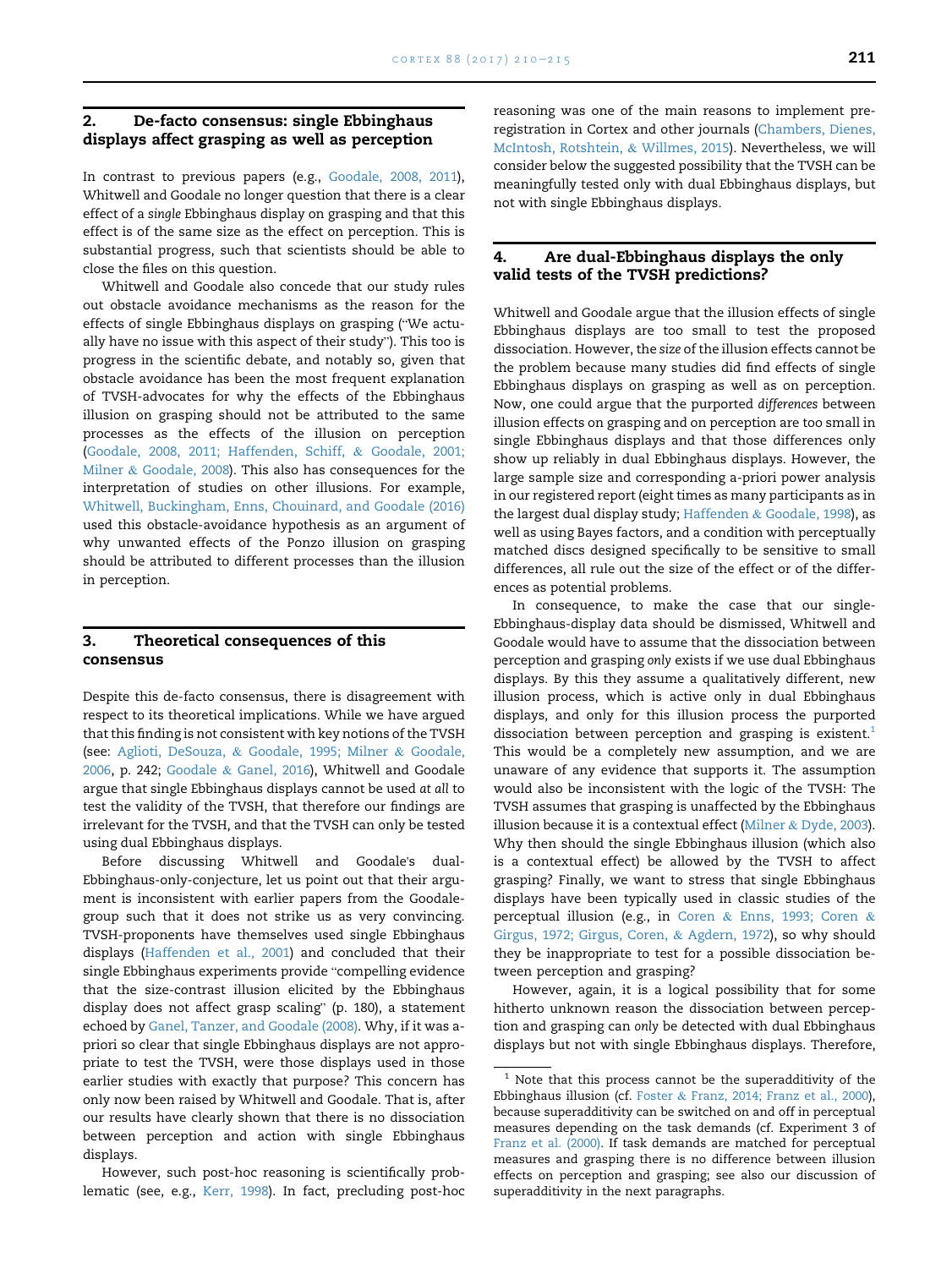## 2. De-facto consensus: single Ebbinghaus displays affect grasping as well as perception

In contrast to previous papers (e.g., Goodale, 2008, 2011), Whitwell and Goodale no longer question that there is a clear effect of a *single* Ebbinghaus display on grasping and that this effect is of the same size as the effect on perception. This is substantial progress, such that scientists should be able to close the files on this question.

Whitwell and Goodale also concede that our study rules out obstacle avoidance mechanisms as the reason for the effects of single Ebbinghaus displays on grasping ("We actually have no issue with this aspect of their study"). This too is progress in the scientific debate, and notably so, given that obstacle avoidance has been the most frequent explanation of TVSH-advocates for why the effects of the Ebbinghaus illusion on grasping should not be attributed to the same processes as the effects of the illusion on perception (Goodale, 2008, 2011; Haffenden, Schiff, & Goodale, 2001; Milner & Goodale, 2008). This also has consequences for the interpretation of studies on other illusions. For example, Whitwell, Buckingham, Enns, Chouinard, and Goodale (2016) used this obstacle-avoidance hypothesis as an argument of why unwanted effects of the Ponzo illusion on grasping should be attributed to different processes than the illusion in perception.

## 3. Theoretical consequences of this consensus

Despite this de-facto consensus, there is disagreement with respect to its theoretical implications. While we have argued that this finding is not consistent with key notions of the TVSH (see: Aglioti, DeSouza, & Goodale, 1995; Milner & Goodale, 2006, p. 242; Goodale & Ganel, 2016), Whitwell and Goodale argue that single Ebbinghaus displays cannot be used *at all* to test the validity of the TVSH, that therefore our findings are irrelevant for the TVSH, and that the TVSH can only be tested using dual Ebbinghaus displays.

Before discussing Whitwell and Goodale's dual-Ebbinghaus-only-conjecture, let us point out that their argument is inconsistent with earlier papers from the Goodale-group such that it does not strike us as very convincing. TVSH-proponents have themselves used single Ebbinghaus displays (Haffenden et al., 2001) and concluded that their single Ebbinghaus experiments provide "compelling evidence that the size-contrast illusion elicited by the Ebbinghaus display does not affect grasp scaling" (p. 180), a statement echoed by Ganel, Tanzer, and Goodale (2008). Why, if it was a-priori so clear that single Ebbinghaus displays are not appropriate to test the TVSH, were those displays used in those earlier studies with exactly that purpose? This concern has only now been raised by Whitwell and Goodale. That is, after our results have clearly shown that there is no dissociation between perception and action with single Ebbinghaus displays.

However, such post-hoc reasoning is scientifically problematic (see, e.g., Kerr, 1998). In fact, precluding post-hoc reasoning was one of the main reasons to implement pre-registration in Cortex and other journals (Chambers, Dienes, McIntosh, Rotshtein, & Willmes, 2015). Nevertheless, we will consider below the suggested possibility that the TVSH can be meaningfully tested only with dual Ebbinghaus displays, but not with single Ebbinghaus displays.

## 4. Are dual-Ebbinghaus displays the only valid tests of the TVSH predictions?

Whitwell and Goodale argue that the illusion effects of single Ebbinghaus displays are too small to test the proposed dissociation. However, the *size* of the illusion effects cannot be the problem because many studies did find effects of single Ebbinghaus displays on grasping as well as on perception. Now, one could argue that the purported *differences* between illusion effects on grasping and on perception are too small in single Ebbinghaus displays and that those differences only show up reliably in dual Ebbinghaus displays. However, the large sample size and corresponding a-priori power analysis in our registered report (eight times as many participants as in the largest dual display study; Haffenden & Goodale, 1998), as well as using Bayes factors, and a condition with perceptually matched discs designed specifically to be sensitive to small differences, all rule out the size of the effect or of the differences as potential problems.

In consequence, to make the case that our single-Ebbinghaus-display data should be dismissed, Whitwell and Goodale would have to assume that the dissociation between perception and grasping *only* exists if we use dual Ebbinghaus displays. By this they assume a qualitatively different, new illusion process, which is active only in dual Ebbinghaus displays, and only for this illusion process the purported dissociation between perception and grasping is existent.[1] This would be a completely new assumption, and we are unaware of any evidence that supports it. The assumption would also be inconsistent with the logic of the TVSH: The TVSH assumes that grasping is unaffected by the Ebbinghaus illusion because it is a contextual effect (Milner & Dyde, 2003). Why then should the single Ebbinghaus illusion (which also is a contextual effect) be allowed by the TVSH to affect grasping? Finally, we want to stress that single Ebbinghaus displays have been typically used in classic studies of the perceptual illusion (e.g., in Coren & Enns, 1993; Coren & Girgus, 1972; Girgus, Coren, & Agdern, 1972), so why should they be inappropriate to test for a possible dissociation between perception and grasping?

However, again, it is a logical possibility that for some hitherto unknown reason the dissociation between perception and grasping can *only* be detected with dual Ebbinghaus displays but not with single Ebbinghaus displays. Therefore,

[1] Note that this process cannot be the superadditivity of the Ebbinghaus illusion (cf. Foster & Franz, 2014; Franz et al., 2000), because superadditivity can be switched on and off in perceptual measures depending on the task demands (cf. Experiment 3 of Franz et al. (2000). If task demands are matched for perceptual measures and grasping there is no difference between illusion effects on perception and grasping; see also our discussion of superadditivity in the next paragraphs.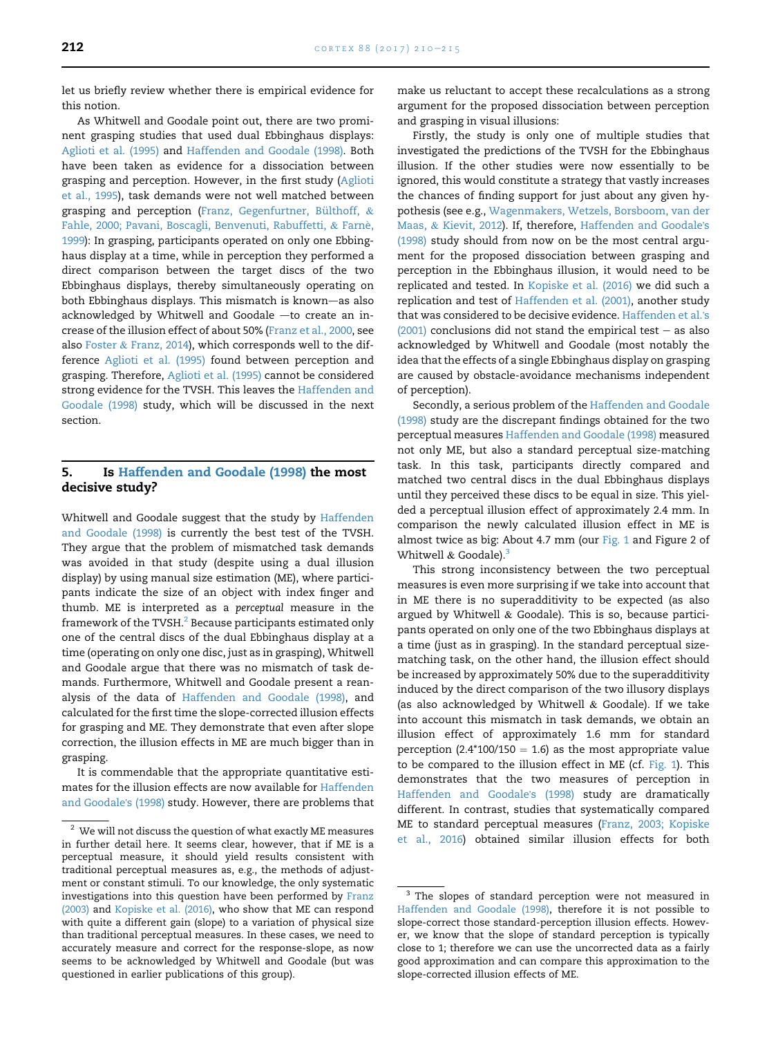let us briefly review whether there is empirical evidence for this notion.

As Whitwell and Goodale point out, there are two prominent grasping studies that used dual Ebbinghaus displays: Aglioti et al. (1995) and Haffenden and Goodale (1998). Both have been taken as evidence for a dissociation between grasping and perception. However, in the first study (Aglioti et al., 1995), task demands were not well matched between grasping and perception (Franz, Gegenfurtner, Bülthoff, & Fahle, 2000; Pavani, Boscagli, Benvenuti, Rabuffetti, & Farnè, 1999): In grasping, participants operated on only one Ebbinghaus display at a time, while in perception they performed a direct comparison between the target discs of the two Ebbinghaus displays, thereby simultaneously operating on both Ebbinghaus displays. This mismatch is known—as also acknowledged by Whitwell and Goodale —to create an increase of the illusion effect of about 50% (Franz et al., 2000, see also Foster & Franz, 2014), which corresponds well to the difference Aglioti et al. (1995) found between perception and grasping. Therefore, Aglioti et al. (1995) cannot be considered strong evidence for the TVSH. This leaves the Haffenden and Goodale (1998) study, which will be discussed in the next section.

## 5. Is Haffenden and Goodale (1998) the most decisive study?

Whitwell and Goodale suggest that the study by Haffenden and Goodale (1998) is currently the best test of the TVSH. They argue that the problem of mismatched task demands was avoided in that study (despite using a dual illusion display) by using manual size estimation (ME), where participants indicate the size of an object with index finger and thumb. ME is interpreted as a *perceptual* measure in the framework of the TVSH.[2] Because participants estimated only one of the central discs of the dual Ebbinghaus display at a time (operating on only one disc, just as in grasping), Whitwell and Goodale argue that there was no mismatch of task demands. Furthermore, Whitwell and Goodale present a reanalysis of the data of Haffenden and Goodale (1998), and calculated for the first time the slope-corrected illusion effects for grasping and ME. They demonstrate that even after slope correction, the illusion effects in ME are much bigger than in grasping.

It is commendable that the appropriate quantitative estimates for the illusion effects are now available for Haffenden and Goodale's (1998) study. However, there are problems that make us reluctant to accept these recalculations as a strong argument for the proposed dissociation between perception and grasping in visual illusions:

Firstly, the study is only one of multiple studies that investigated the predictions of the TVSH for the Ebbinghaus illusion. If the other studies were now essentially to be ignored, this would constitute a strategy that vastly increases the chances of finding support for just about any given hypothesis (see e.g., Wagenmakers, Wetzels, Borsboom, van der Maas, & Kievit, 2012). If, therefore, Haffenden and Goodale's (1998) study should from now on be the most central argument for the proposed dissociation between grasping and perception in the Ebbinghaus illusion, it would need to be replicated and tested. In Kopiske et al. (2016) we did such a replication and test of Haffenden et al. (2001), another study that was considered to be decisive evidence. Haffenden et al.'s (2001) conclusions did not stand the empirical test – as also acknowledged by Whitwell and Goodale (most notably the idea that the effects of a single Ebbinghaus display on grasping are caused by obstacle-avoidance mechanisms independent of perception).

Secondly, a serious problem of the Haffenden and Goodale (1998) study are the discrepant findings obtained for the two perceptual measures Haffenden and Goodale (1998) measured not only ME, but also a standard perceptual size-matching task. In this task, participants directly compared and matched two central discs in the dual Ebbinghaus displays until they perceived these discs to be equal in size. This yielded a perceptual illusion effect of approximately 2.4 mm. In comparison the newly calculated illusion effect in ME is almost twice as big: About 4.7 mm (our Fig. 1 and Figure 2 of Whitwell & Goodale).[3]

This strong inconsistency between the two perceptual measures is even more surprising if we take into account that in ME there is no superadditivity to be expected (as also argued by Whitwell & Goodale). This is so, because participants operated on only one of the two Ebbinghaus displays at a time (just as in grasping). In the standard perceptual size-matching task, on the other hand, the illusion effect should be increased by approximately 50% due to the superadditivity induced by the direct comparison of the two illusory displays (as also acknowledged by Whitwell & Goodale). If we take into account this mismatch in task demands, we obtain an illusion effect of approximately 1.6 mm for standard perception ($2.4*100/150 = 1.6$) as the most appropriate value to be compared to the illusion effect in ME (cf. Fig. 1). This demonstrates that the two measures of perception in Haffenden and Goodale's (1998) study are dramatically different. In contrast, studies that systematically compared ME to standard perceptual measures (Franz, 2003; Kopiske et al., 2016) obtained similar illusion effects for both

---

[2] We will not discuss the question of what exactly ME measures in further detail here. It seems clear, however, that if ME is a perceptual measure, it should yield results consistent with traditional perceptual measures as, e.g., the methods of adjustment or constant stimuli. To our knowledge, the only systematic investigations into this question have been performed by Franz (2003) and Kopiske et al. (2016), who show that ME can respond with quite a different gain (slope) to a variation of physical size than traditional perceptual measures. In these cases, we need to accurately measure and correct for the response-slope, as now seems to be acknowledged by Whitwell and Goodale (but was questioned in earlier publications of this group).

[3] The slopes of standard perception were not measured in Haffenden and Goodale (1998), therefore it is not possible to slope-correct those standard-perception illusion effects. However, we know that the slope of standard perception is typically close to 1; therefore we can use the uncorrected data as a fairly good approximation and can compare this approximation to the slope-corrected illusion effects of ME.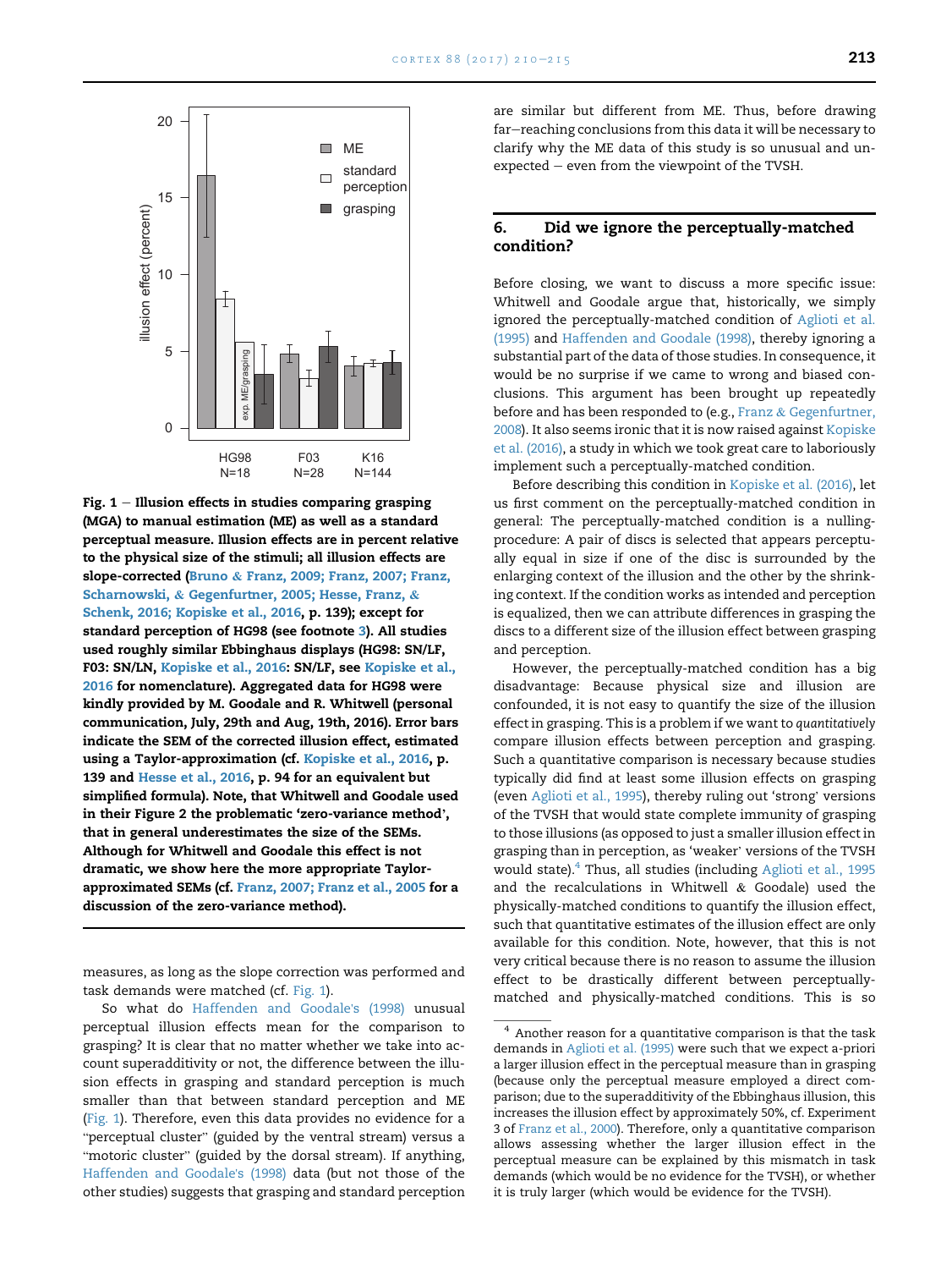Fig. 1 — **Illusion effects in studies comparing grasping (MGA) to manual estimation (ME) as well as a standard perceptual measure. Illusion effects are in percent relative to the physical size of the stimuli; all illusion effects are slope-corrected (Bruno & Franz, 2009; Franz, 2007; Franz, Scharnowski, & Gegenfurtner, 2005; Hesse, Franz, & Schenk, 2016; Kopiske et al., 2016, p. 139); except for standard perception of HG98 (see footnote 3). All studies used roughly similar Ebbinghaus displays (HG98: SN/LF, F03: SN/LN, Kopiske et al., 2016: SN/LF, see Kopiske et al., 2016 for nomenclature). Aggregated data for HG98 were kindly provided by M. Goodale and R. Whitwell (personal communication, July, 29th and Aug, 19th, 2016). Error bars indicate the SEM of the corrected illusion effect, estimated using a Taylor-approximation (cf. Kopiske et al., 2016, p. 139 and Hesse et al., 2016, p. 94 for an equivalent but simplified formula). Note, that Whitwell and Goodale used in their Figure 2 the problematic 'zero-variance method', that in general underestimates the size of the SEMs. Although for Whitwell and Goodale this effect is not dramatic, we show here the more appropriate Taylor-approximated SEMs (cf. Franz, 2007; Franz et al., 2005 for a discussion of the zero-variance method).**

measures, as long as the slope correction was performed and task demands were matched (cf. Fig. 1).

So what do Haffenden and Goodale's (1998) unusual perceptual illusion effects mean for the comparison to grasping? It is clear that no matter whether we take into account superadditivity or not, the difference between the illusion effects in grasping and standard perception is much smaller than that between standard perception and ME (Fig. 1). Therefore, even this data provides no evidence for a "perceptual cluster" (guided by the ventral stream) versus a "motoric cluster" (guided by the dorsal stream). If anything, Haffenden and Goodale's (1998) data (but not those of the other studies) suggests that grasping and standard perception are similar but different from ME. Thus, before drawing far–reaching conclusions from this data it will be necessary to clarify why the ME data of this study is so unusual and unexpected – even from the viewpoint of the TVSH.

## 6. Did we ignore the perceptually-matched condition?

Before closing, we want to discuss a more specific issue: Whitwell and Goodale argue that, historically, we simply ignored the perceptually-matched condition of Aglioti et al. (1995) and Haffenden and Goodale (1998), thereby ignoring a substantial part of the data of those studies. In consequence, it would be no surprise if we came to wrong and biased conclusions. This argument has been brought up repeatedly before and has been responded to (e.g., Franz & Gegenfurtner, 2008). It also seems ironic that it is now raised against Kopiske et al. (2016), a study in which we took great care to laboriously implement such a perceptually-matched condition.

Before describing this condition in Kopiske et al. (2016), let us first comment on the perceptually-matched condition in general: The perceptually-matched condition is a nulling-procedure: A pair of discs is selected that appears perceptually equal in size if one of the disc is surrounded by the enlarging context of the illusion and the other by the shrinking context. If the condition works as intended and perception is equalized, then we can attribute differences in grasping the discs to a different size of the illusion effect between grasping and perception.

However, the perceptually-matched condition has a big disadvantage: Because physical size and illusion are confounded, it is not easy to quantify the size of the illusion effect in grasping. This is a problem if we want to *quantitatively* compare illusion effects between perception and grasping. Such a quantitative comparison is necessary because studies typically did find at least some illusion effects on grasping (even Aglioti et al., 1995), thereby ruling out 'strong' versions of the TVSH that would state complete immunity of grasping to those illusions (as opposed to just a smaller illusion effect in grasping than in perception, as 'weaker' versions of the TVSH would state).[4] Thus, all studies (including Aglioti et al., 1995 and the recalculations in Whitwell & Goodale) used the physically-matched conditions to quantify the illusion effect, such that quantitative estimates of the illusion effect are only available for this condition. Note, however, that this is not very critical because there is no reason to assume the illusion effect to be drastically different between perceptually-matched and physically-matched conditions. This is so

[4] Another reason for a quantitative comparison is that the task demands in Aglioti et al. (1995) were such that we expect a-priori a larger illusion effect in the perceptual measure than in grasping (because only the perceptual measure employed a direct comparison; due to the superadditivity of the Ebbinghaus illusion, this increases the illusion effect by approximately 50%, cf. Experiment 3 of Franz et al., 2000). Therefore, only a quantitative comparison allows assessing whether the larger illusion effect in the perceptual measure can be explained by this mismatch in task demands (which would be no evidence for the TVSH), or whether it is truly larger (which would be evidence for the TVSH).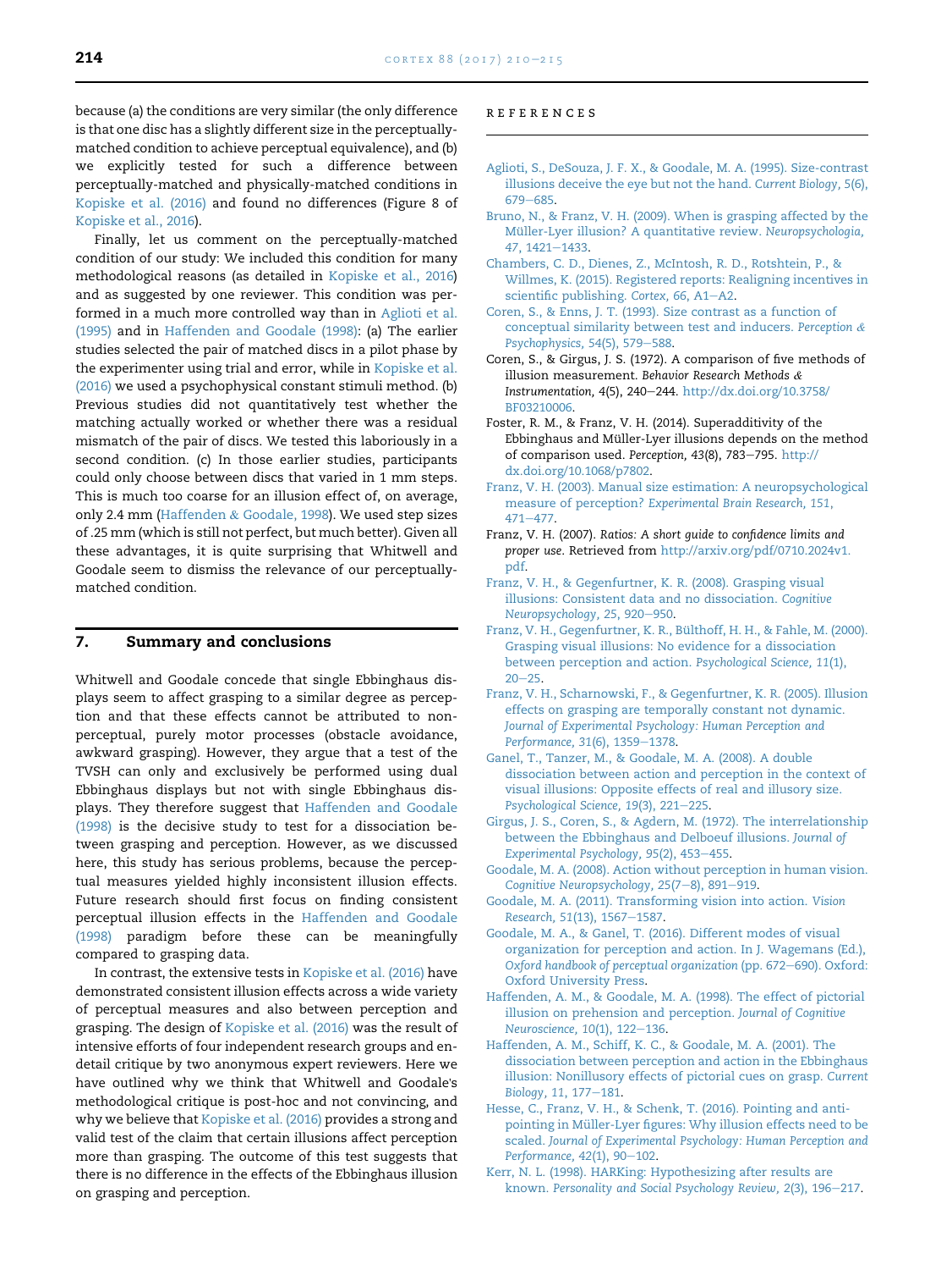because (a) the conditions are very similar (the only difference is that one disc has a slightly different size in the perceptually-matched condition to achieve perceptual equivalence), and (b) we explicitly tested for such a difference between perceptually-matched and physically-matched conditions in Kopiske et al. (2016) and found no differences (Figure 8 of Kopiske et al., 2016).

Finally, let us comment on the perceptually-matched condition of our study: We included this condition for many methodological reasons (as detailed in Kopiske et al., 2016) and as suggested by one reviewer. This condition was performed in a much more controlled way than in Aglioti et al. (1995) and in Haffenden and Goodale (1998): (a) The earlier studies selected the pair of matched discs in a pilot phase by the experimenter using trial and error, while in Kopiske et al. (2016) we used a psychophysical constant stimuli method. (b) Previous studies did not quantitatively test whether the matching actually worked or whether there was a residual mismatch of the pair of discs. We tested this laboriously in a second condition. (c) In those earlier studies, participants could only choose between discs that varied in 1 mm steps. This is much too coarse for an illusion effect of, on average, only 2.4 mm (Haffenden & Goodale, 1998). We used step sizes of .25 mm (which is still not perfect, but much better). Given all these advantages, it is quite surprising that Whitwell and Goodale seem to dismiss the relevance of our perceptually-matched condition.

## 7. Summary and conclusions

Whitwell and Goodale concede that single Ebbinghaus displays seem to affect grasping to a similar degree as perception and that these effects cannot be attributed to non-perceptual, purely motor processes (obstacle avoidance, awkward grasping). However, they argue that a test of the TVSH can only and exclusively be performed using dual Ebbinghaus displays but not with single Ebbinghaus displays. They therefore suggest that Haffenden and Goodale (1998) is the decisive study to test for a dissociation between grasping and perception. However, as we discussed here, this study has serious problems, because the perceptual measures yielded highly inconsistent illusion effects. Future research should first focus on finding consistent perceptual illusion effects in the Haffenden and Goodale (1998) paradigm before these can be meaningfully compared to grasping data.

In contrast, the extensive tests in Kopiske et al. (2016) have demonstrated consistent illusion effects across a wide variety of perceptual measures and also between perception and grasping. The design of Kopiske et al. (2016) was the result of intensive efforts of four independent research groups and en-detail critique by two anonymous expert reviewers. Here we have outlined why we think that Whitwell and Goodale's methodological critique is post-hoc and not convincing, and why we believe that Kopiske et al. (2016) provides a strong and valid test of the claim that certain illusions affect perception more than grasping. The outcome of this test suggests that there is no difference in the effects of the Ebbinghaus illusion on grasping and perception.

## REFERENCES

Aglioti, S., DeSouza, J. F. X., & Goodale, M. A. (1995). Size-contrast illusions deceive the eye but not the hand. *Current Biology, 5*(6), 679–685.

Bruno, N., & Franz, V. H. (2009). When is grasping affected by the Müller-Lyer illusion? A quantitative review. *Neuropsychologia, 47*, 1421–1433.

Chambers, C. D., Dienes, Z., McIntosh, R. D., Rotshtein, P., & Willmes, K. (2015). Registered reports: Realigning incentives in scientific publishing. *Cortex, 66*, A1–A2.

Coren, S., & Enns, J. T. (1993). Size contrast as a function of conceptual similarity between test and inducers. *Perception & Psychophysics, 54*(5), 579–588.

Coren, S., & Girgus, J. S. (1972). A comparison of five methods of illusion measurement. *Behavior Research Methods & Instrumentation, 4*(5), 240–244. http://dx.doi.org/10.3758/BF03210006.

Foster, R. M., & Franz, V. H. (2014). Superadditivity of the Ebbinghaus and Müller-Lyer illusions depends on the method of comparison used. *Perception, 43*(8), 783–795. http://dx.doi.org/10.1068/p7802.

Franz, V. H. (2003). Manual size estimation: A neuropsychological measure of perception? *Experimental Brain Research, 151*, 471–477.

Franz, V. H. (2007). *Ratios: A short guide to confidence limits and proper use*. Retrieved from http://arxiv.org/pdf/0710.2024v1.pdf.

Franz, V. H., & Gegenfurtner, K. R. (2008). Grasping visual illusions: Consistent data and no dissociation. *Cognitive Neuropsychology, 25*, 920–950.

Franz, V. H., Gegenfurtner, K. R., Bülthoff, H. H., & Fahle, M. (2000). Grasping visual illusions: No evidence for a dissociation between perception and action. *Psychological Science, 11*(1), 20–25.

Franz, V. H., Scharnowski, F., & Gegenfurtner, K. R. (2005). Illusion effects on grasping are temporally constant not dynamic. *Journal of Experimental Psychology: Human Perception and Performance, 31*(6), 1359–1378.

Ganel, T., Tanzer, M., & Goodale, M. A. (2008). A double dissociation between action and perception in the context of visual illusions: Opposite effects of real and illusory size. *Psychological Science, 19*(3), 221–225.

Girgus, J. S., Coren, S., & Agdern, M. (1972). The interrelationship between the Ebbinghaus and Delboeuf illusions. *Journal of Experimental Psychology, 95*(2), 453–455.

Goodale, M. A. (2008). Action without perception in human vision. *Cognitive Neuropsychology, 25*(7–8), 891–919.

Goodale, M. A. (2011). Transforming vision into action. *Vision Research, 51*(13), 1567–1587.

Goodale, M. A., & Ganel, T. (2016). Different modes of visual organization for perception and action. In J. Wagemans (Ed.), *Oxford handbook of perceptual organization* (pp. 672–690). Oxford: Oxford University Press.

Haffenden, A. M., & Goodale, M. A. (1998). The effect of pictorial illusion on prehension and perception. *Journal of Cognitive Neuroscience, 10*(1), 122–136.

Haffenden, A. M., Schiff, K. C., & Goodale, M. A. (2001). The dissociation between perception and action in the Ebbinghaus illusion: Nonillusory effects of pictorial cues on grasp. *Current Biology, 11*, 177–181.

Hesse, C., Franz, V. H., & Schenk, T. (2016). Pointing and anti-pointing in Müller-Lyer figures: Why illusion effects need to be scaled. *Journal of Experimental Psychology: Human Perception and Performance, 42*(1), 90–102.

Kerr, N. L. (1998). HARKing: Hypothesizing after results are known. *Personality and Social Psychology Review, 2*(3), 196–217.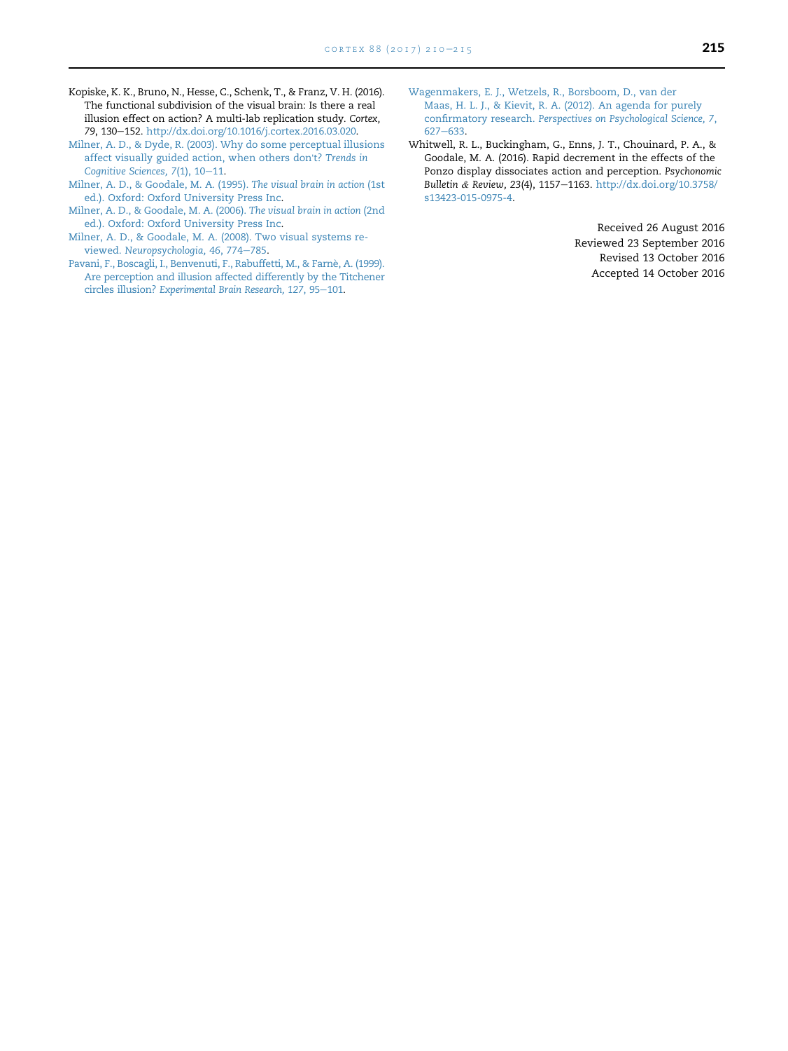Kopiske, K. K., Bruno, N., Hesse, C., Schenk, T., & Franz, V. H. (2016). The functional subdivision of the visual brain: Is there a real illusion effect on action? A multi-lab replication study. *Cortex, 79*, 130–152. http://dx.doi.org/10.1016/j.cortex.2016.03.020.

Milner, A. D., & Dyde, R. (2003). Why do some perceptual illusions affect visually guided action, when others don't? *Trends in Cognitive Sciences, 7*(1), 10–11.

Milner, A. D., & Goodale, M. A. (1995). *The visual brain in action* (1st ed.). Oxford: Oxford University Press Inc.

Milner, A. D., & Goodale, M. A. (2006). *The visual brain in action* (2nd ed.). Oxford: Oxford University Press Inc.

Milner, A. D., & Goodale, M. A. (2008). Two visual systems re-viewed. *Neuropsychologia, 46*, 774–785.

Pavani, F., Boscagli, I., Benvenuti, F., Rabuffetti, M., & Farnè, A. (1999). Are perception and illusion affected differently by the Titchener circles illusion? *Experimental Brain Research, 127*, 95–101.

Wagenmakers, E. J., Wetzels, R., Borsboom, D., van der Maas, H. L. J., & Kievit, R. A. (2012). An agenda for purely confirmatory research. *Perspectives on Psychological Science, 7*, 627–633.

Whitwell, R. L., Buckingham, G., Enns, J. T., Chouinard, P. A., & Goodale, M. A. (2016). Rapid decrement in the effects of the Ponzo display dissociates action and perception. *Psychonomic Bulletin & Review, 23*(4), 1157–1163. http://dx.doi.org/10.3758/s13423-015-0975-4.

Received 26 August 2016
Reviewed 23 September 2016
Revised 13 October 2016
Accepted 14 October 2016